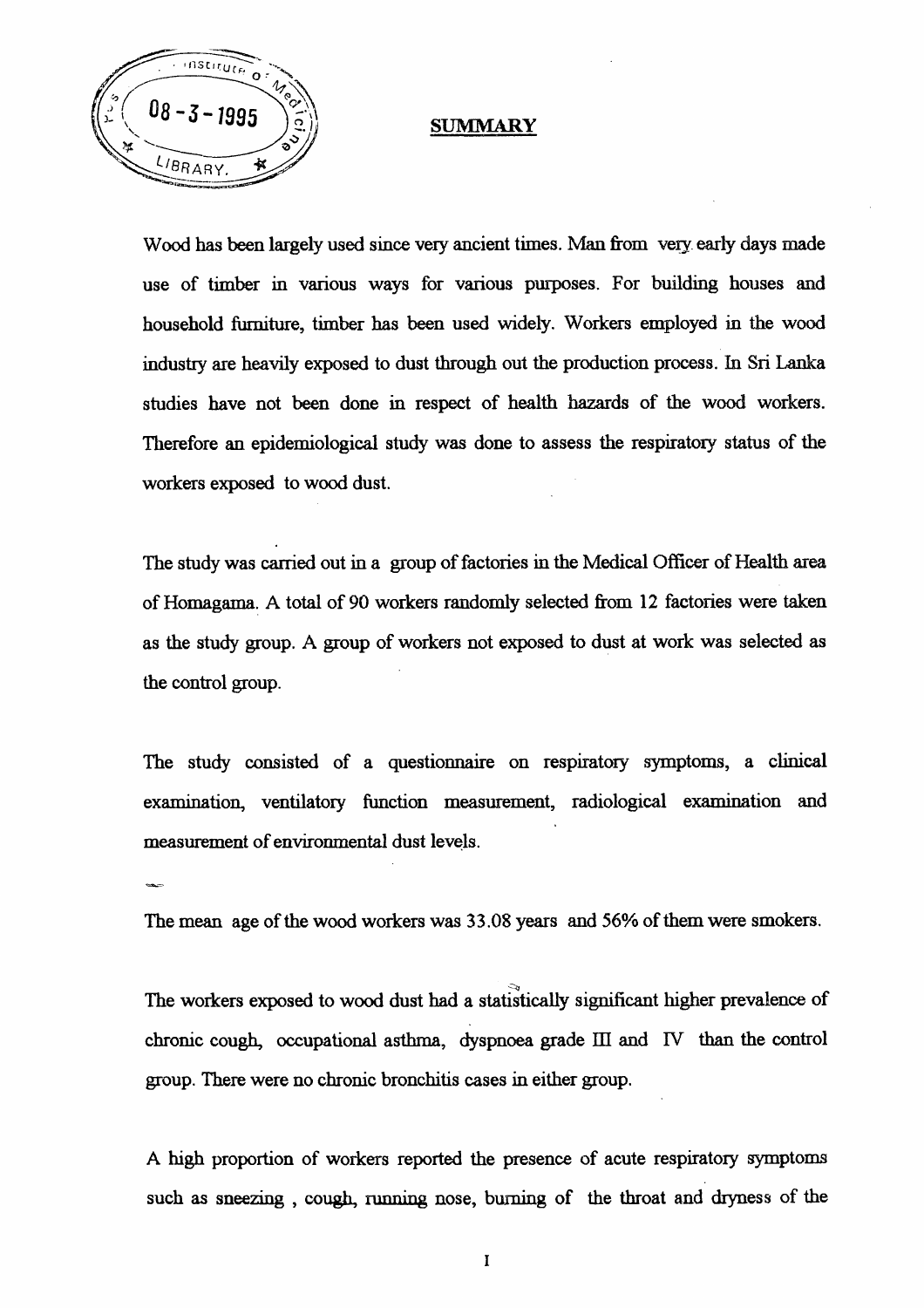## SUMMARY

Wood has been largely used since very ancient times. Man from very early days made use of timber in various ways for various purposes. For building houses and household furniture, timber has been used widely. Workers employed in the wood industry are heavily exposed to dust through out the production process. In Sri Lanka studies have not been done in respect of health hazards of the wood workers. Therefore an epidemiological study was done to assess the respiratory status of the workers exposed to wood dust.

The study was carried out in a group of factories in the Medical Officer of Health area of Homagama. A total of 90 workers randomly selected from 12 factories were taken as the study group. A group of workers not exposed to dust at work was selected as the control group.

The study consisted of a questionnaire on respiratory symptoms, a clinical examination, ventilatory function measurement, radiological examination and measurement of environmental dust levels.

The mean age of the wood workers was 33.08 years and 56% of them were smokers.

The workers exposed to wood dust had a statistically significant higher prevalence of chronic cough, occupational asthma, dyspnoea grade III and IV than the control group. There were no chronic bronchitis cases in either group.

A high proportion of workers reported the presence of acute respiratory symptoms such as sneezing , cough, running nose, burning of the throat and dryness of the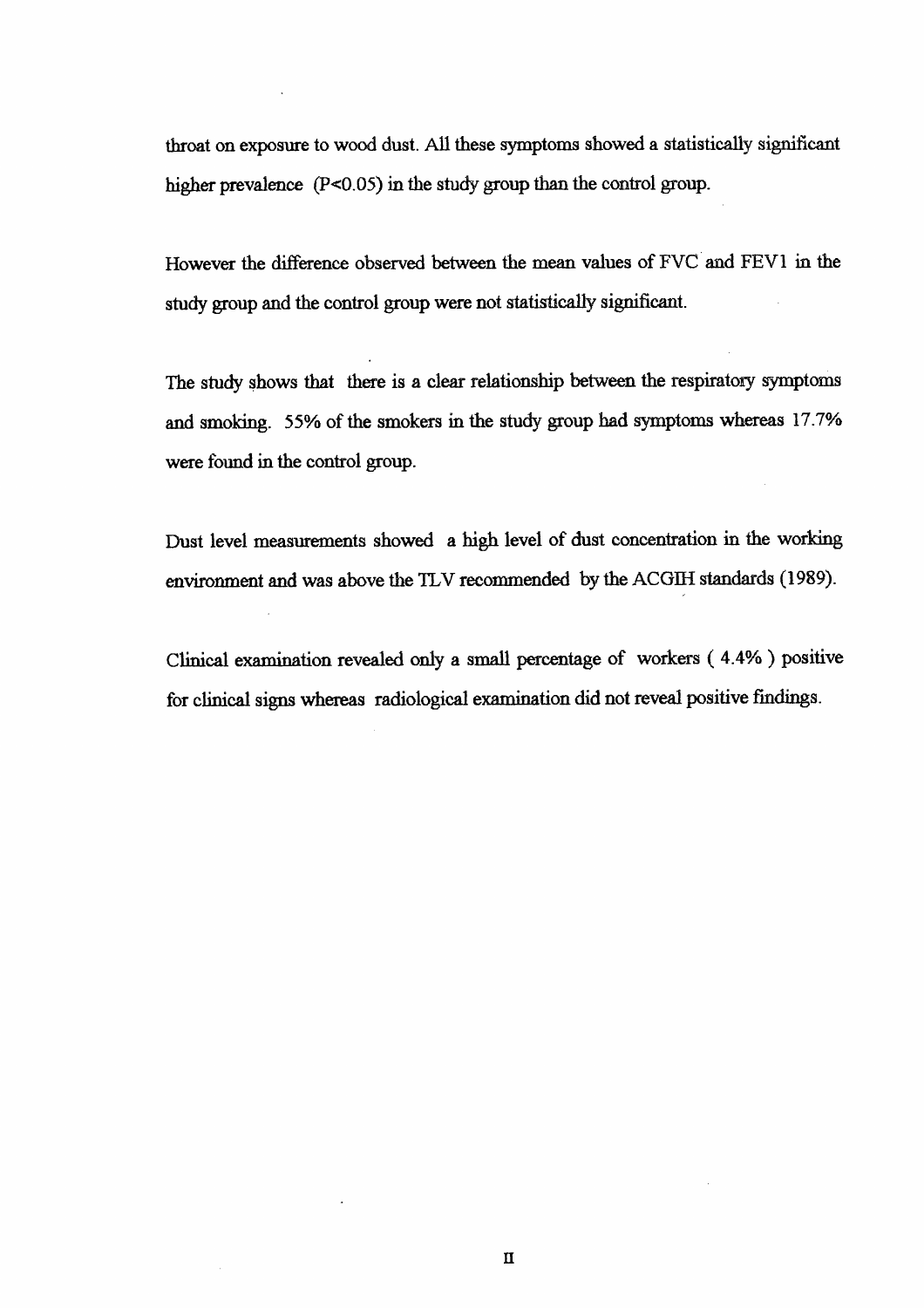throat on exposure to wood dust. All these symptoms showed a statistically significant higher prevalence ($P<0.05$) in the study group than the control group.

However the difference observed between the mean values of FVC and FEV1 in the study group and the control group were not statistically significant.

The study shows that there is a clear relationship between the respiratory symptoms and smoking. 55% of the smokers in the study group had symptoms whereas 17.7% were found in the control group.

Dust level measurements showed a high level of dust concentration in the working environment and was above the TLV recommended by the ACGIH standards (1989).

Clinical examination revealed only a small percentage of workers ( 4.4% ) positive for clinical signs whereas radiological examination did not reveal positive findings.